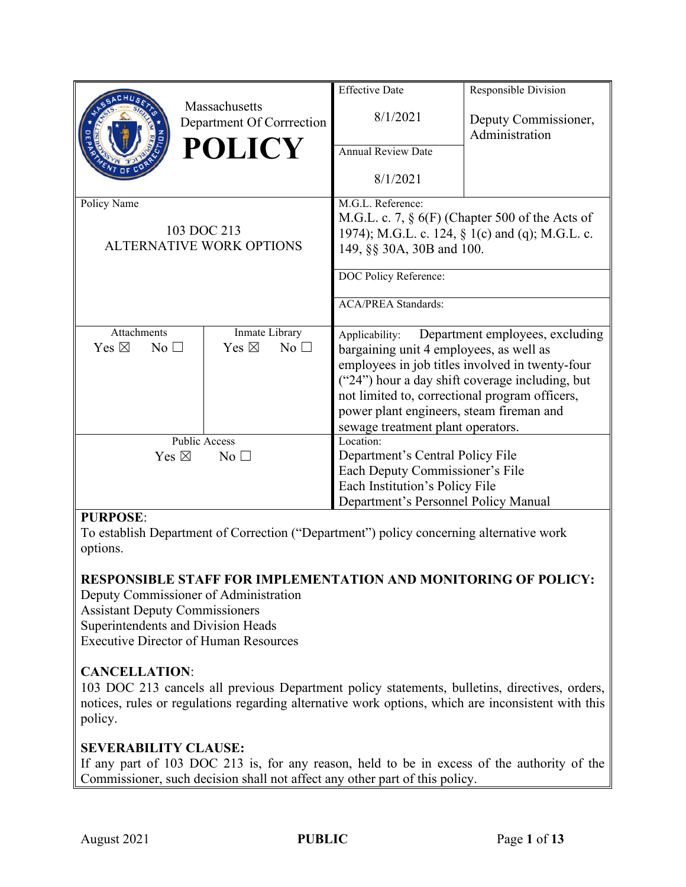| Massachusetts Department Of Corrrection **POLICY** | Effective Date<br>8/1/2021 | Responsible Division<br>Deputy Commissioner, Administration |
| --- | --- | --- |
| | Annual Review Date<br>8/1/2021 | |
| Policy Name<br>103 DOC 213<br>ALTERNATIVE WORK OPTIONS | M.G.L. Reference:<br>M.G.L. c. 7, § 6(F) (Chapter 500 of the Acts of 1974); M.G.L. c. 124, § 1(c) and (q); M.G.L. c. 149, §§ 30A, 30B and 100. | |
| | DOC Policy Reference: | |
| | ACA/PREA Standards: | |
| Attachments: Yes ☒ No ☐ / Inmate Library: Yes ☒ No ☐ | Applicability: Department employees, excluding bargaining unit 4 employees, as well as employees in job titles involved in twenty-four ("24") hour a day shift coverage including, but not limited to, correctional program officers, power plant engineers, steam fireman and sewage treatment plant operators. | |
| Public Access<br>Yes ☒ No ☐ | Location:<br>Department's Central Policy File<br>Each Deputy Commissioner's File<br>Each Institution's Policy File<br>Department's Personnel Policy Manual | |

**PURPOSE**:
To establish Department of Correction ("Department") policy concerning alternative work options.

**RESPONSIBLE STAFF FOR IMPLEMENTATION AND MONITORING OF POLICY:**
Deputy Commissioner of Administration
Assistant Deputy Commissioners
Superintendents and Division Heads
Executive Director of Human Resources

**CANCELLATION**:
103 DOC 213 cancels all previous Department policy statements, bulletins, directives, orders, notices, rules or regulations regarding alternative work options, which are inconsistent with this policy.

**SEVERABILITY CLAUSE:**
If any part of 103 DOC 213 is, for any reason, held to be in excess of the authority of the Commissioner, such decision shall not affect any other part of this policy.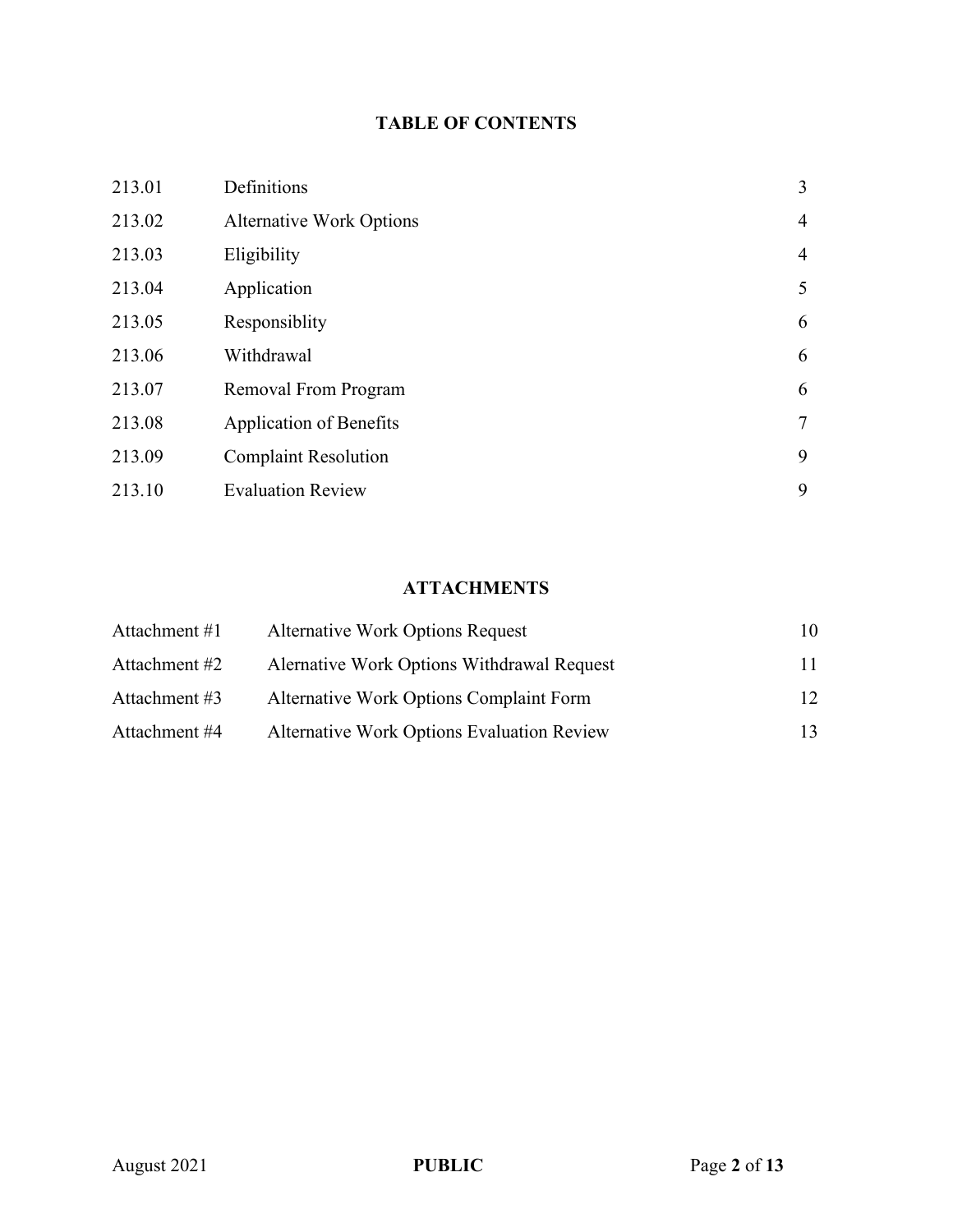## TABLE OF CONTENTS

| | | |
|---|---|---|
| 213.01 | Definitions | 3 |
| 213.02 | Alternative Work Options | 4 |
| 213.03 | Eligibility | 4 |
| 213.04 | Application | 5 |
| 213.05 | Responsiblity | 6 |
| 213.06 | Withdrawal | 6 |
| 213.07 | Removal From Program | 6 |
| 213.08 | Application of Benefits | 7 |
| 213.09 | Complaint Resolution | 9 |
| 213.10 | Evaluation Review | 9 |

## ATTACHMENTS

| | | |
|---|---|---|
| Attachment #1 | Alternative Work Options Request | 10 |
| Attachment #2 | Alernative Work Options Withdrawal Request | 11 |
| Attachment #3 | Alternative Work Options Complaint Form | 12 |
| Attachment #4 | Alternative Work Options Evaluation Review | 13 |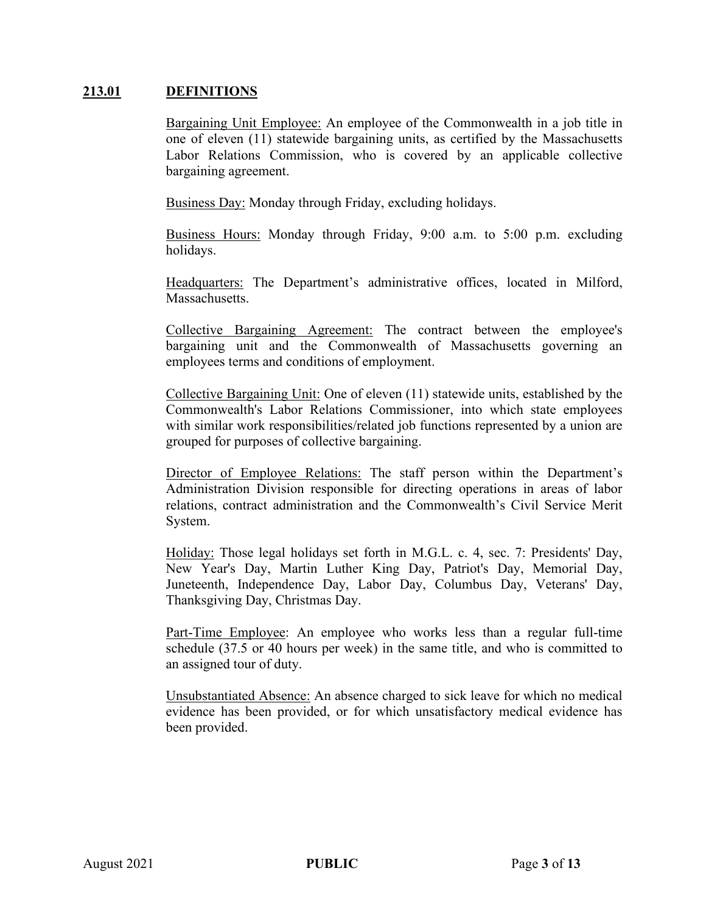## 213.01 DEFINITIONS

Bargaining Unit Employee: An employee of the Commonwealth in a job title in one of eleven (11) statewide bargaining units, as certified by the Massachusetts Labor Relations Commission, who is covered by an applicable collective bargaining agreement.

Business Day: Monday through Friday, excluding holidays.

Business Hours: Monday through Friday, 9:00 a.m. to 5:00 p.m. excluding holidays.

Headquarters: The Department's administrative offices, located in Milford, Massachusetts.

Collective Bargaining Agreement: The contract between the employee's bargaining unit and the Commonwealth of Massachusetts governing an employees terms and conditions of employment.

Collective Bargaining Unit: One of eleven (11) statewide units, established by the Commonwealth's Labor Relations Commissioner, into which state employees with similar work responsibilities/related job functions represented by a union are grouped for purposes of collective bargaining.

Director of Employee Relations: The staff person within the Department's Administration Division responsible for directing operations in areas of labor relations, contract administration and the Commonwealth's Civil Service Merit System.

Holiday: Those legal holidays set forth in M.G.L. c. 4, sec. 7: Presidents' Day, New Year's Day, Martin Luther King Day, Patriot's Day, Memorial Day, Juneteenth, Independence Day, Labor Day, Columbus Day, Veterans' Day, Thanksgiving Day, Christmas Day.

Part-Time Employee: An employee who works less than a regular full-time schedule (37.5 or 40 hours per week) in the same title, and who is committed to an assigned tour of duty.

Unsubstantiated Absence: An absence charged to sick leave for which no medical evidence has been provided, or for which unsatisfactory medical evidence has been provided.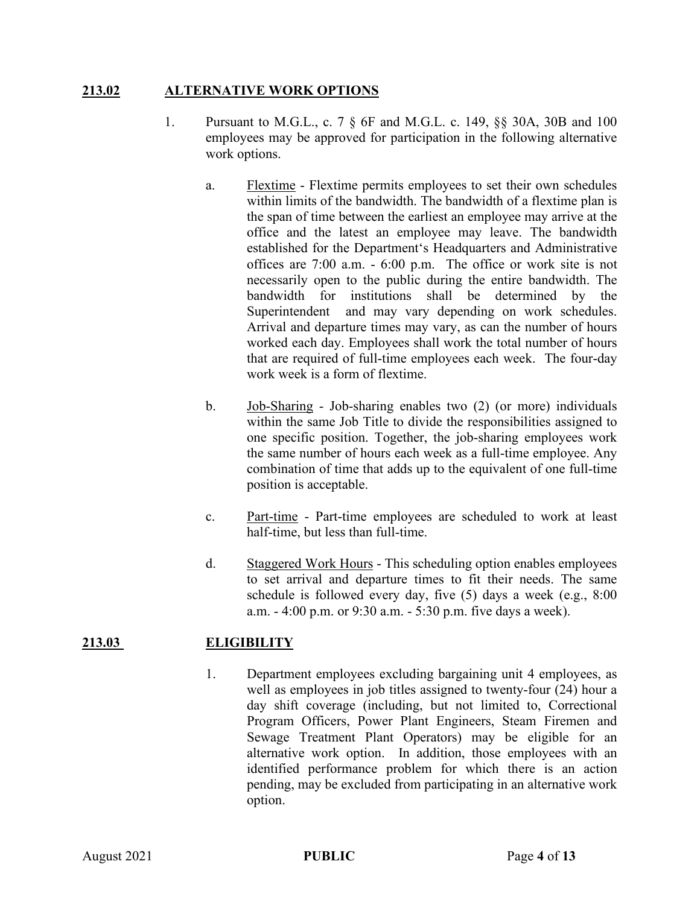## 213.02 ALTERNATIVE WORK OPTIONS

1. Pursuant to M.G.L., c. 7 § 6F and M.G.L. c. 149, §§ 30A, 30B and 100 employees may be approved for participation in the following alternative work options.

   a. Flextime - Flextime permits employees to set their own schedules within limits of the bandwidth. The bandwidth of a flextime plan is the span of time between the earliest an employee may arrive at the office and the latest an employee may leave. The bandwidth established for the Department's Headquarters and Administrative offices are 7:00 a.m. - 6:00 p.m. The office or work site is not necessarily open to the public during the entire bandwidth. The bandwidth for institutions shall be determined by the Superintendent and may vary depending on work schedules. Arrival and departure times may vary, as can the number of hours worked each day. Employees shall work the total number of hours that are required of full-time employees each week. The four-day work week is a form of flextime.

   b. Job-Sharing - Job-sharing enables two (2) (or more) individuals within the same Job Title to divide the responsibilities assigned to one specific position. Together, the job-sharing employees work the same number of hours each week as a full-time employee. Any combination of time that adds up to the equivalent of one full-time position is acceptable.

   c. Part-time - Part-time employees are scheduled to work at least half-time, but less than full-time.

   d. Staggered Work Hours - This scheduling option enables employees to set arrival and departure times to fit their needs. The same schedule is followed every day, five (5) days a week (e.g., 8:00 a.m. - 4:00 p.m. or 9:30 a.m. - 5:30 p.m. five days a week).

## 213.03 ELIGIBILITY

1. Department employees excluding bargaining unit 4 employees, as well as employees in job titles assigned to twenty-four (24) hour a day shift coverage (including, but not limited to, Correctional Program Officers, Power Plant Engineers, Steam Firemen and Sewage Treatment Plant Operators) may be eligible for an alternative work option. In addition, those employees with an identified performance problem for which there is an action pending, may be excluded from participating in an alternative work option.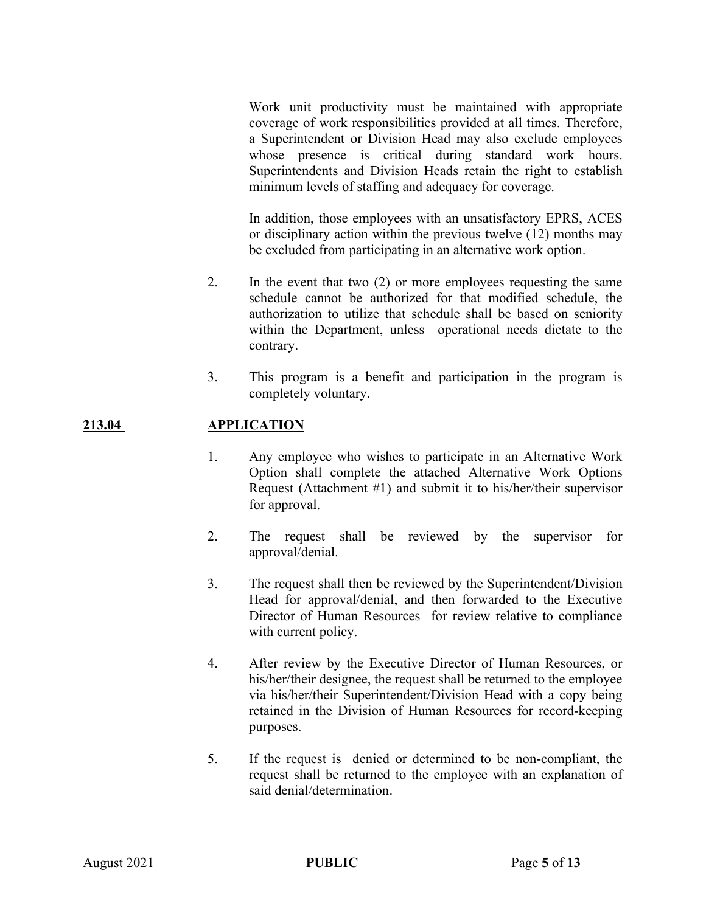Work unit productivity must be maintained with appropriate coverage of work responsibilities provided at all times. Therefore, a Superintendent or Division Head may also exclude employees whose presence is critical during standard work hours. Superintendents and Division Heads retain the right to establish minimum levels of staffing and adequacy for coverage.

In addition, those employees with an unsatisfactory EPRS, ACES or disciplinary action within the previous twelve (12) months may be excluded from participating in an alternative work option.

2. In the event that two (2) or more employees requesting the same schedule cannot be authorized for that modified schedule, the authorization to utilize that schedule shall be based on seniority within the Department, unless operational needs dictate to the contrary.

3. This program is a benefit and participation in the program is completely voluntary.

## **213.04 APPLICATION**

1. Any employee who wishes to participate in an Alternative Work Option shall complete the attached Alternative Work Options Request (Attachment #1) and submit it to his/her/their supervisor for approval.

2. The request shall be reviewed by the supervisor for approval/denial.

3. The request shall then be reviewed by the Superintendent/Division Head for approval/denial, and then forwarded to the Executive Director of Human Resources for review relative to compliance with current policy.

4. After review by the Executive Director of Human Resources, or his/her/their designee, the request shall be returned to the employee via his/her/their Superintendent/Division Head with a copy being retained in the Division of Human Resources for record-keeping purposes.

5. If the request is denied or determined to be non-compliant, the request shall be returned to the employee with an explanation of said denial/determination.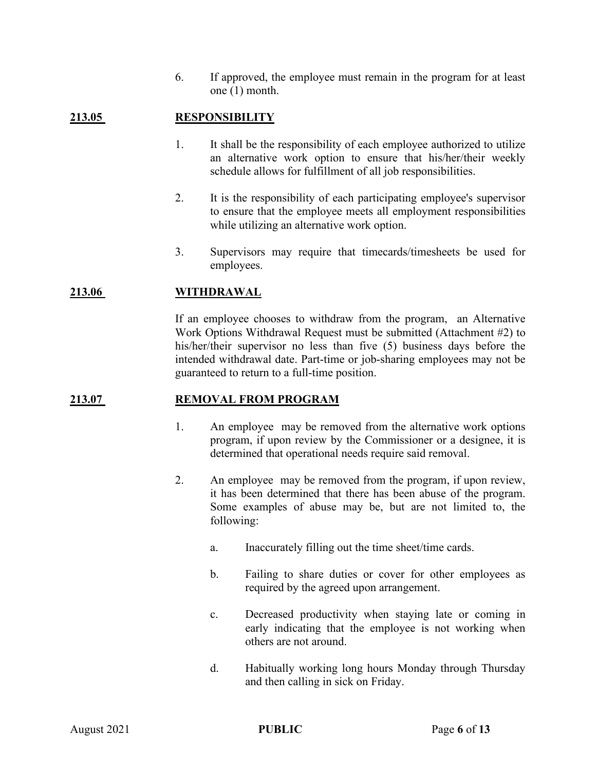6. If approved, the employee must remain in the program for at least one (1) month.

## 213.05 RESPONSIBILITY

1. It shall be the responsibility of each employee authorized to utilize an alternative work option to ensure that his/her/their weekly schedule allows for fulfillment of all job responsibilities.

2. It is the responsibility of each participating employee's supervisor to ensure that the employee meets all employment responsibilities while utilizing an alternative work option.

3. Supervisors may require that timecards/timesheets be used for employees.

## 213.06 WITHDRAWAL

If an employee chooses to withdraw from the program, an Alternative Work Options Withdrawal Request must be submitted (Attachment #2) to his/her/their supervisor no less than five (5) business days before the intended withdrawal date. Part-time or job-sharing employees may not be guaranteed to return to a full-time position.

## 213.07 REMOVAL FROM PROGRAM

1. An employee may be removed from the alternative work options program, if upon review by the Commissioner or a designee, it is determined that operational needs require said removal.

2. An employee may be removed from the program, if upon review, it has been determined that there has been abuse of the program. Some examples of abuse may be, but are not limited to, the following:

   a. Inaccurately filling out the time sheet/time cards.

   b. Failing to share duties or cover for other employees as required by the agreed upon arrangement.

   c. Decreased productivity when staying late or coming in early indicating that the employee is not working when others are not around.

   d. Habitually working long hours Monday through Thursday and then calling in sick on Friday.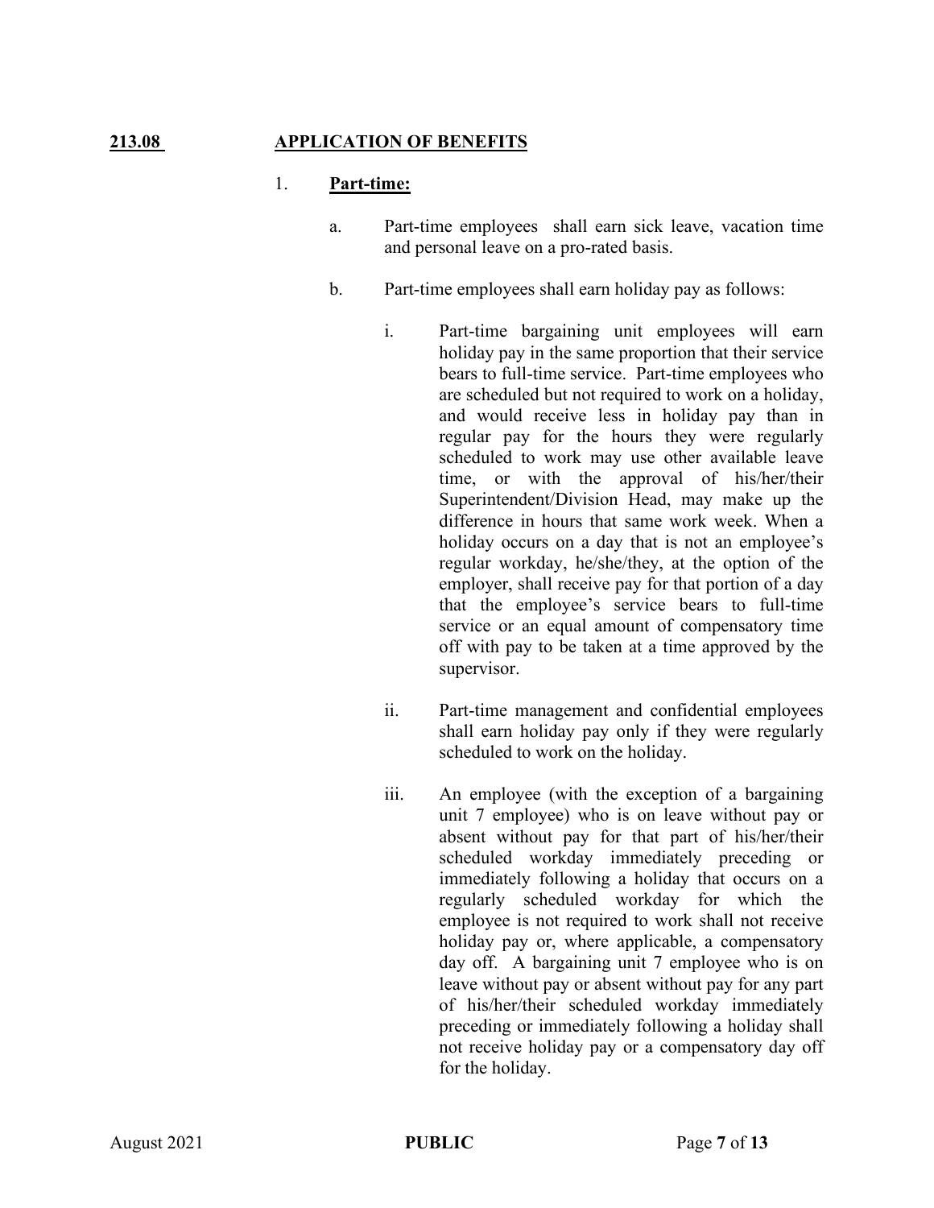## 213.08 APPLICATION OF BENEFITS

1. **Part-time:**

   a. Part-time employees shall earn sick leave, vacation time and personal leave on a pro-rated basis.

   b. Part-time employees shall earn holiday pay as follows:

      i. Part-time bargaining unit employees will earn holiday pay in the same proportion that their service bears to full-time service. Part-time employees who are scheduled but not required to work on a holiday, and would receive less in holiday pay than in regular pay for the hours they were regularly scheduled to work may use other available leave time, or with the approval of his/her/their Superintendent/Division Head, may make up the difference in hours that same work week. When a holiday occurs on a day that is not an employee's regular workday, he/she/they, at the option of the employer, shall receive pay for that portion of a day that the employee's service bears to full-time service or an equal amount of compensatory time off with pay to be taken at a time approved by the supervisor.

      ii. Part-time management and confidential employees shall earn holiday pay only if they were regularly scheduled to work on the holiday.

      iii. An employee (with the exception of a bargaining unit 7 employee) who is on leave without pay or absent without pay for that part of his/her/their scheduled workday immediately preceding or immediately following a holiday that occurs on a regularly scheduled workday for which the employee is not required to work shall not receive holiday pay or, where applicable, a compensatory day off. A bargaining unit 7 employee who is on leave without pay or absent without pay for any part of his/her/their scheduled workday immediately preceding or immediately following a holiday shall not receive holiday pay or a compensatory day off for the holiday.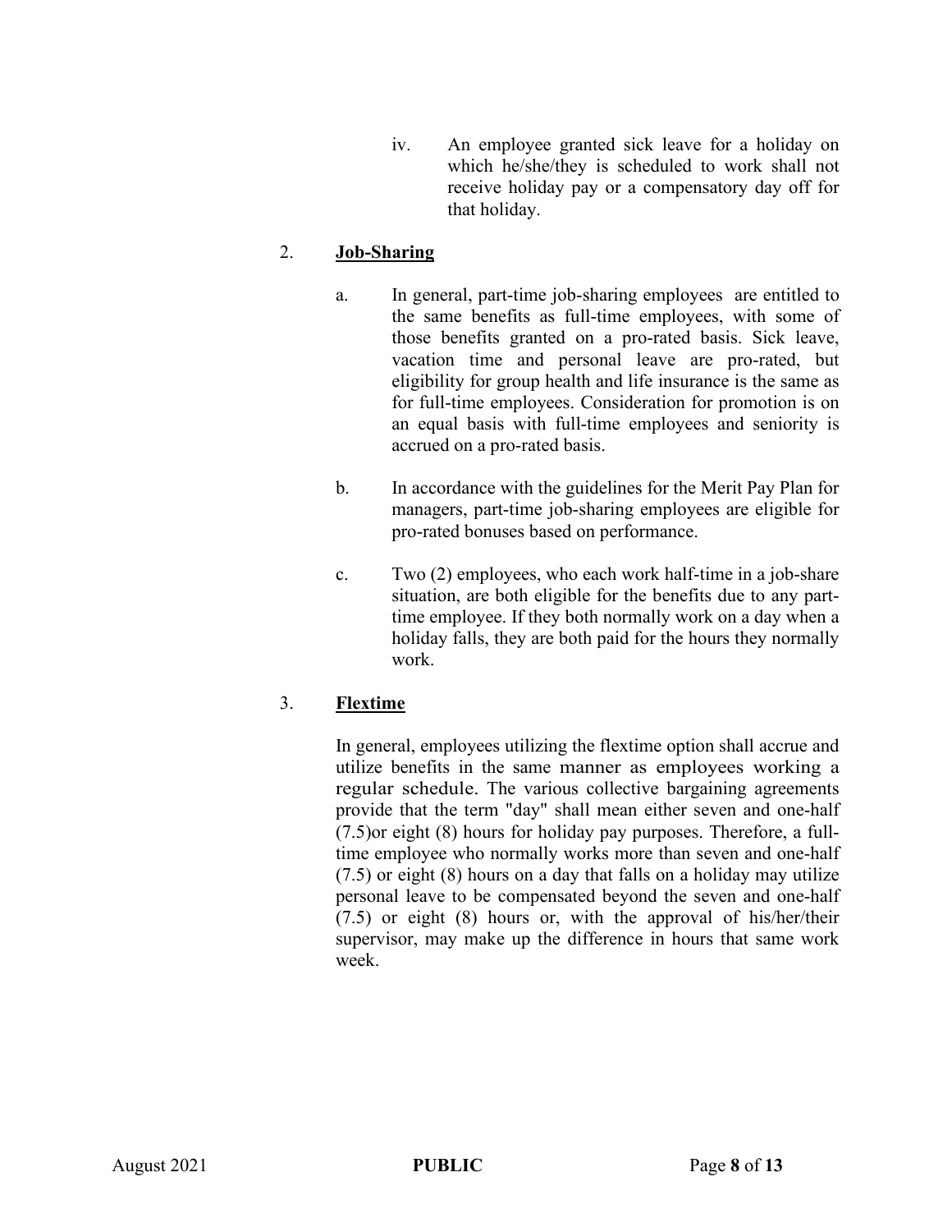iv. An employee granted sick leave for a holiday on which he/she/they is scheduled to work shall not receive holiday pay or a compensatory day off for that holiday.

2. **<u>Job-Sharing</u>**

a. In general, part-time job-sharing employees are entitled to the same benefits as full-time employees, with some of those benefits granted on a pro-rated basis. Sick leave, vacation time and personal leave are pro-rated, but eligibility for group health and life insurance is the same as for full-time employees. Consideration for promotion is on an equal basis with full-time employees and seniority is accrued on a pro-rated basis.

b. In accordance with the guidelines for the Merit Pay Plan for managers, part-time job-sharing employees are eligible for pro-rated bonuses based on performance.

c. Two (2) employees, who each work half-time in a job-share situation, are both eligible for the benefits due to any part-time employee. If they both normally work on a day when a holiday falls, they are both paid for the hours they normally work.

3. **<u>Flextime</u>**

In general, employees utilizing the flextime option shall accrue and utilize benefits in the same manner as employees working a regular schedule. The various collective bargaining agreements provide that the term "day" shall mean either seven and one-half (7.5)or eight (8) hours for holiday pay purposes. Therefore, a full-time employee who normally works more than seven and one-half (7.5) or eight (8) hours on a day that falls on a holiday may utilize personal leave to be compensated beyond the seven and one-half (7.5) or eight (8) hours or, with the approval of his/her/their supervisor, may make up the difference in hours that same work week.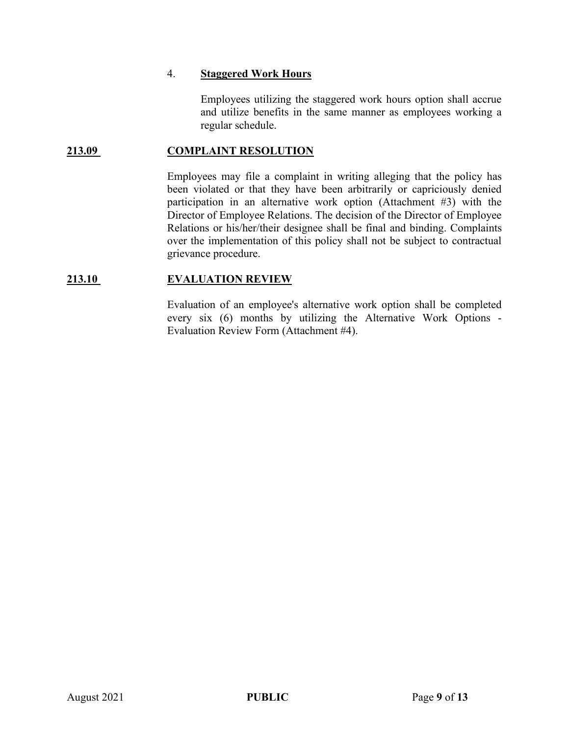4. **Staggered Work Hours**

   Employees utilizing the staggered work hours option shall accrue and utilize benefits in the same manner as employees working a regular schedule.

## 213.09 COMPLAINT RESOLUTION

Employees may file a complaint in writing alleging that the policy has been violated or that they have been arbitrarily or capriciously denied participation in an alternative work option (Attachment #3) with the Director of Employee Relations. The decision of the Director of Employee Relations or his/her/their designee shall be final and binding. Complaints over the implementation of this policy shall not be subject to contractual grievance procedure.

## 213.10 EVALUATION REVIEW

Evaluation of an employee's alternative work option shall be completed every six (6) months by utilizing the Alternative Work Options - Evaluation Review Form (Attachment #4).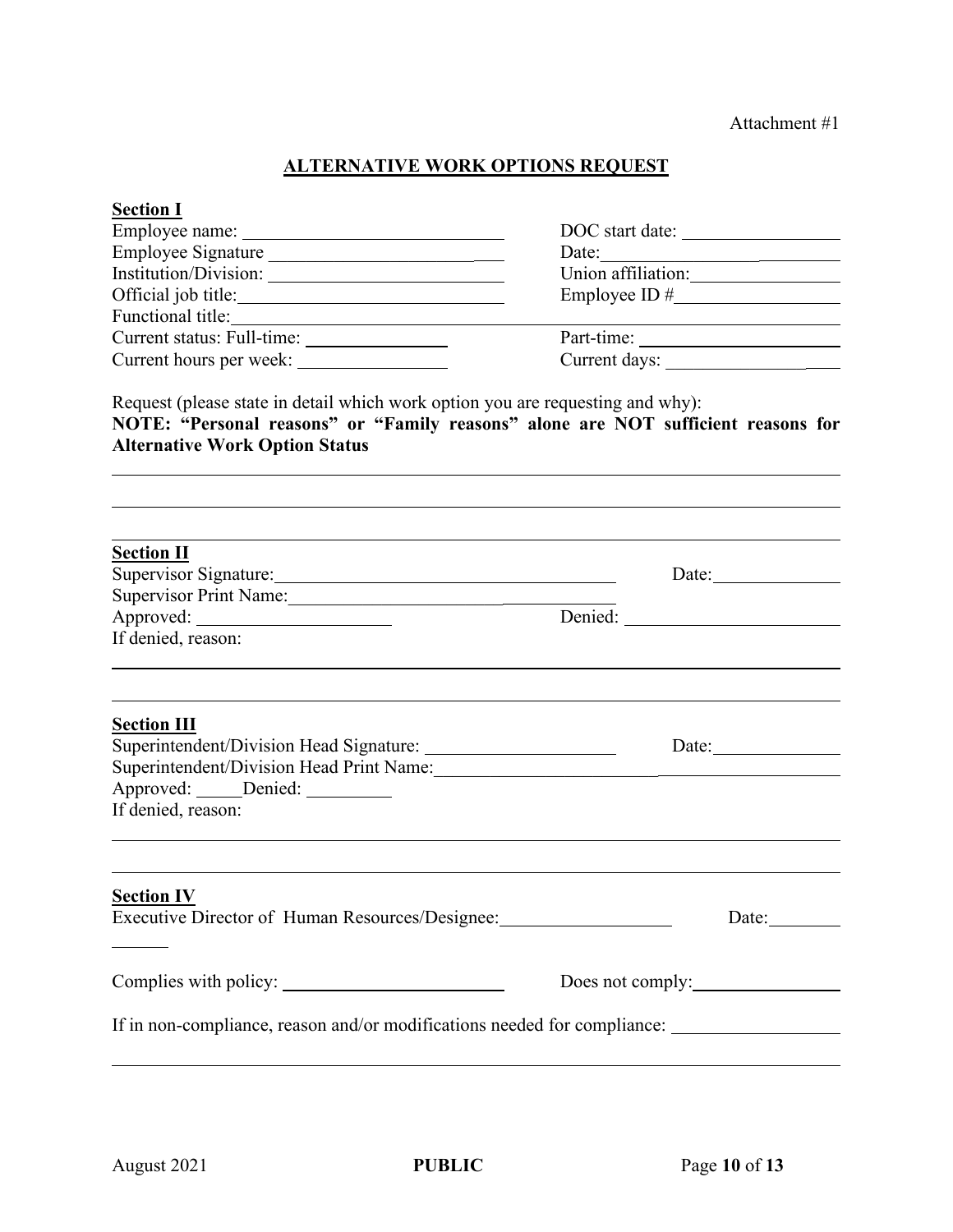Attachment #1

# ALTERNATIVE WORK OPTIONS REQUEST

**Section I**

Employee name: ____________________________ DOC start date: ________________

Employee Signature ____________________________ Date: ________________

Institution/Division: ____________________________ Union affiliation: ________________

Official job title: ____________________________ Employee ID # ________________

Functional title: ________________________________________________

Current status: Full-time: ________________ Part-time: ________________

Current hours per week: ________________ Current days: ________________

Request (please state in detail which work option you are requesting and why):

**NOTE: "Personal reasons" or "Family reasons" alone are NOT sufficient reasons for Alternative Work Option Status**

________________________________________________

________________________________________________

________________________________________________

**Section II**

Supervisor Signature: ____________________________ Date: ________________

Supervisor Print Name: ____________________________

Approved: ________________ Denied: ________________

If denied, reason:

________________________________________________

________________________________________________

**Section III**

Superintendent/Division Head Signature: ____________________ Date: ________________

Superintendent/Division Head Print Name: ________________________________

Approved: _____ Denied: _________

If denied, reason:

________________________________________________

________________________________________________

**Section IV**

Executive Director of Human Resources/Designee: ________________ Date: ________________

Complies with policy: ________________ Does not comply: ________________

If in non-compliance, reason and/or modifications needed for compliance: ________________

________________________________________________

August 2021 **PUBLIC**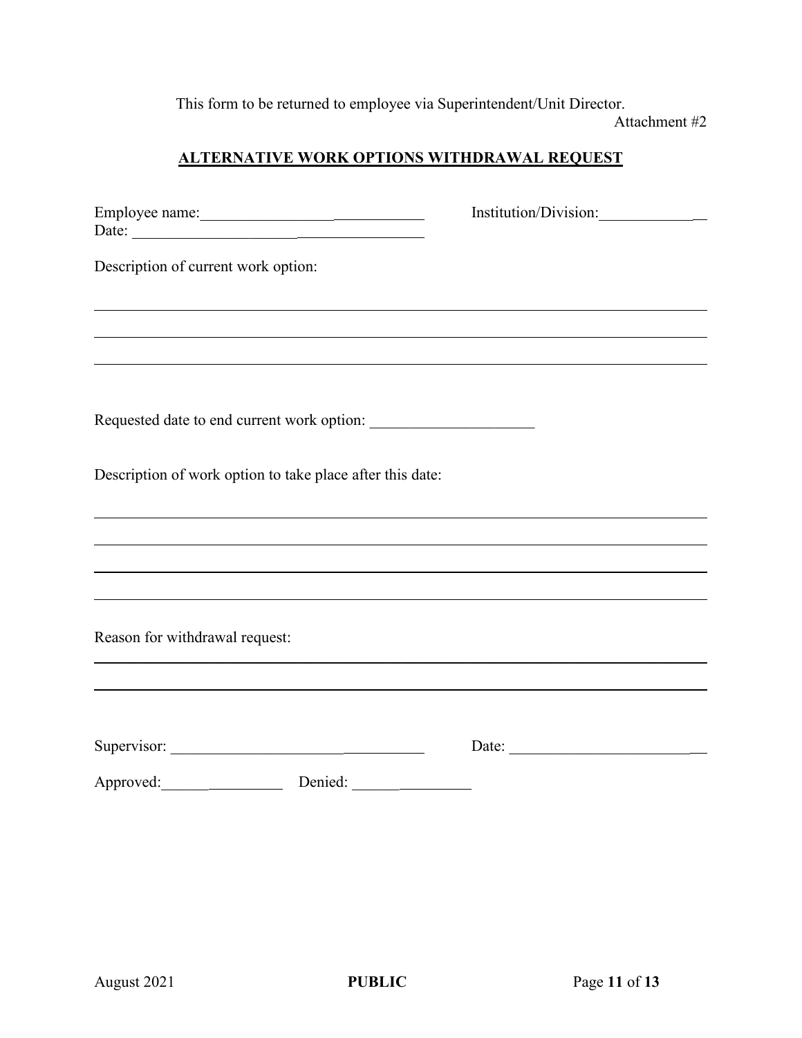This form to be returned to employee via Superintendent/Unit Director.

Attachment #2

## ALTERNATIVE WORK OPTIONS WITHDRAWAL REQUEST

Employee name:_____________________________ Institution/Division:_______________

Date: _____________________________________

Description of current work option:

_______________________________________________________________________________

_______________________________________________________________________________

_______________________________________________________________________________

Requested date to end current work option: _____________________

Description of work option to take place after this date:

_______________________________________________________________________________

_______________________________________________________________________________

_______________________________________________________________________________

_______________________________________________________________________________

Reason for withdrawal request:

_______________________________________________________________________________

_______________________________________________________________________________

Supervisor: _________________________________ Date: __________________________

Approved:________________ Denied: ________________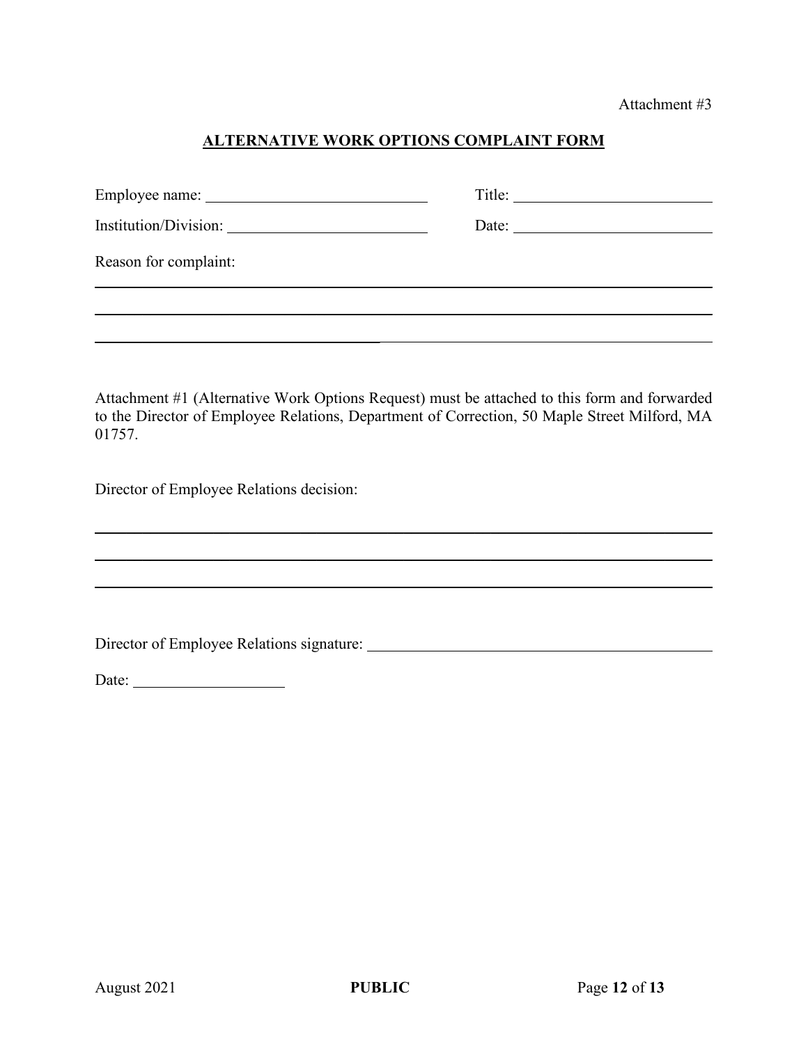Attachment #3

## ALTERNATIVE WORK OPTIONS COMPLAINT FORM

Employee name: ______________________________ Title: ___________________________

Institution/Division: ___________________________ Date: ___________________________

Reason for complaint:

______________________________________________________________________________

______________________________________________________________________________

______________________________________________________________________________

Attachment #1 (Alternative Work Options Request) must be attached to this form and forwarded to the Director of Employee Relations, Department of Correction, 50 Maple Street Milford, MA 01757.

Director of Employee Relations decision:

______________________________________________________________________________

______________________________________________________________________________

______________________________________________________________________________

Director of Employee Relations signature: _______________________________________________

Date: ____________________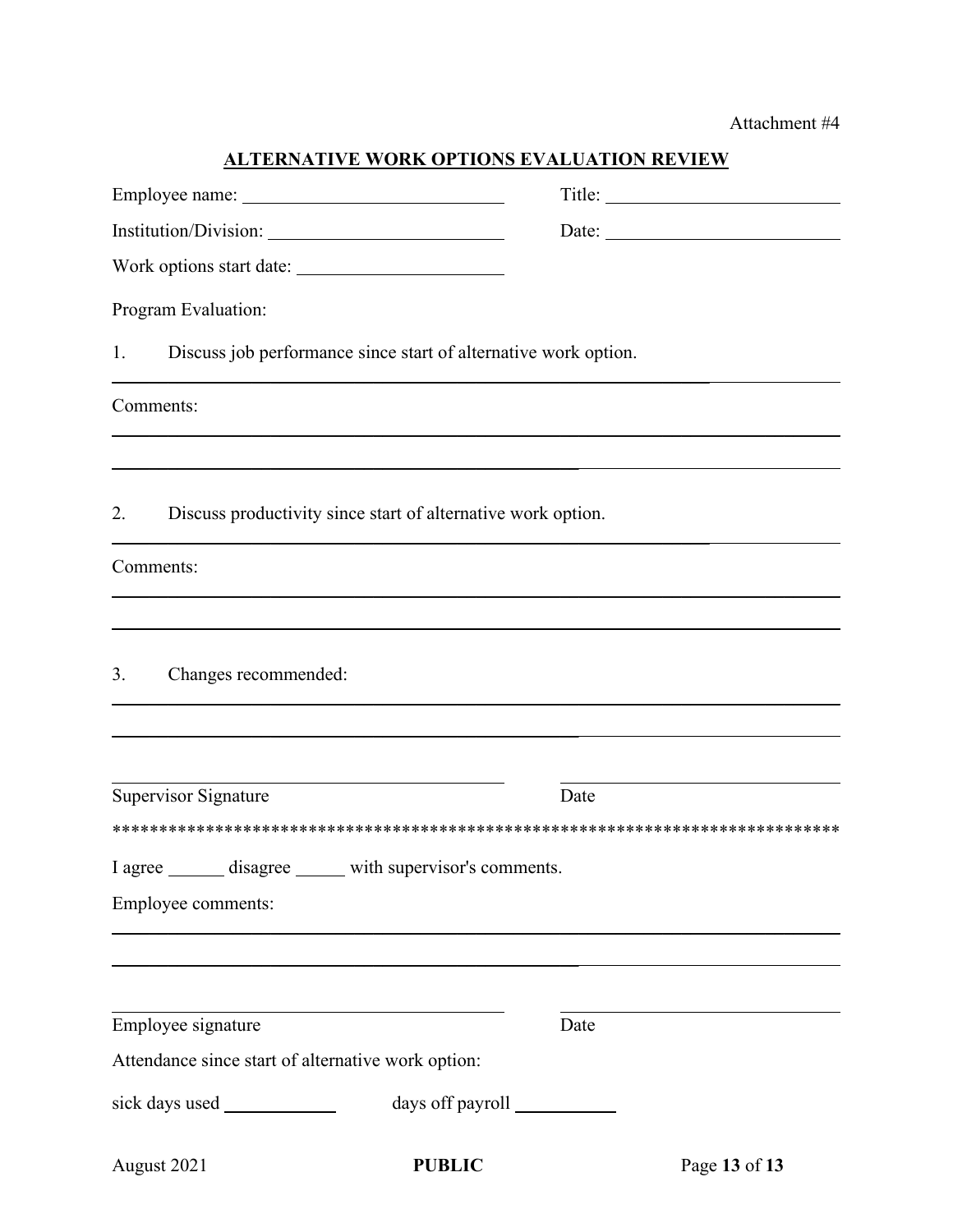Attachment #4

## ALTERNATIVE WORK OPTIONS EVALUATION REVIEW

Employee name: ____________________________ Title: ________________________

Institution/Division: _________________________ Date: ________________________

Work options start date: _____________________

Program Evaluation:

1. Discuss job performance since start of alternative work option.

______________________________________________________________________________

Comments:

______________________________________________________________________________

______________________________________________________________________________

2. Discuss productivity since start of alternative work option.

______________________________________________________________________________

Comments:

______________________________________________________________________________

______________________________________________________________________________

3. Changes recommended:

______________________________________________________________________________

______________________________________________________________________________

____________________________________________ ______________________________

Supervisor Signature Date

*******************************************************************************

I agree ______ disagree _____ with supervisor's comments.

Employee comments:

______________________________________________________________________________

______________________________________________________________________________

____________________________________________ ______________________________

Employee signature Date

Attendance since start of alternative work option:

sick days used ____________ days off payroll ___________

August 2021 PUBLIC